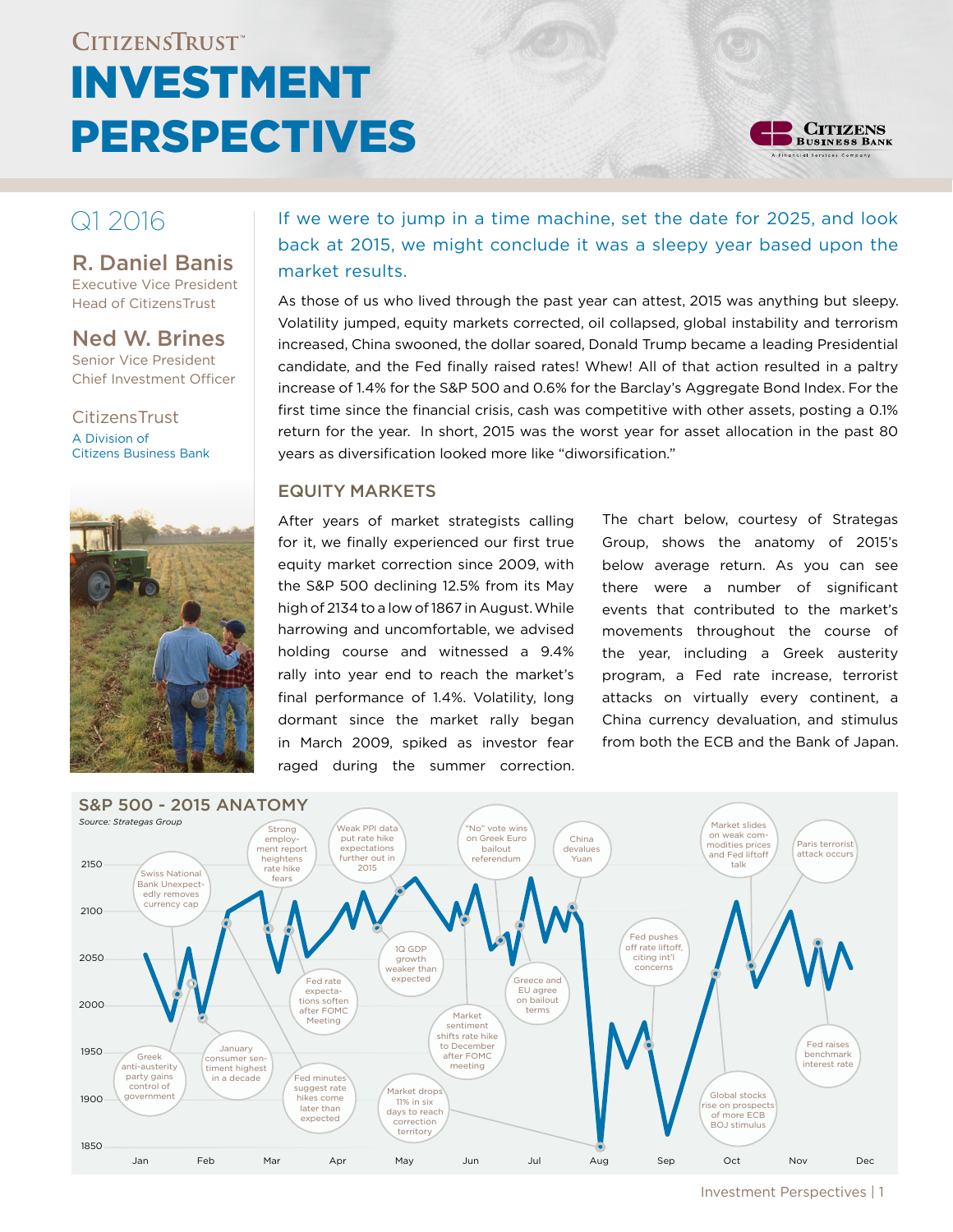# CitizensTrust™

# INVESTMENT PERSPECTIVES

Citizens Business Bank
A Financial Services Company

## Q1 2016

**R. Daniel Banis**
Executive Vice President
Head of CitizensTrust

**Ned W. Brines**
Senior Vice President
Chief Investment Officer

CitizensTrust
A Division of
Citizens Business Bank

If we were to jump in a time machine, set the date for 2025, and look back at 2015, we might conclude it was a sleepy year based upon the market results.

As those of us who lived through the past year can attest, 2015 was anything but sleepy. Volatility jumped, equity markets corrected, oil collapsed, global instability and terrorism increased, China swooned, the dollar soared, Donald Trump became a leading Presidential candidate, and the Fed finally raised rates! Whew! All of that action resulted in a paltry increase of 1.4% for the S&P 500 and 0.6% for the Barclay's Aggregate Bond Index. For the first time since the financial crisis, cash was competitive with other assets, posting a 0.1% return for the year. In short, 2015 was the worst year for asset allocation in the past 80 years as diversification looked more like "diworsification."

## EQUITY MARKETS

After years of market strategists calling for it, we finally experienced our first true equity market correction since 2009, with the S&P 500 declining 12.5% from its May high of 2134 to a low of 1867 in August. While harrowing and uncomfortable, we advised holding course and witnessed a 9.4% rally into year end to reach the market's final performance of 1.4%. Volatility, long dormant since the market rally began in March 2009, spiked as investor fear raged during the summer correction.

The chart below, courtesy of Strategas Group, shows the anatomy of 2015's below average return. As you can see there were a number of significant events that contributed to the market's movements throughout the course of the year, including a Greek austerity program, a Fed rate increase, terrorist attacks on virtually every continent, a China currency devaluation, and stimulus from both the ECB and the Bank of Japan.

### S&P 500 - 2015 ANATOMY

*Source: Strategas Group*

Chart annotations (chronological):
- Greek anti-austerity party gains control of government
- Swiss National Bank Unexpectedly removes currency cap
- January consumer sentiment highest in a decade
- Strong employment report heightens rate hike fears
- Fed minutes suggest rate hikes come later than expected
- Fed rate expectations soften after FOMC Meeting
- Weak PPI data put rate hike expectations further out in 2015
- 1Q GDP growth weaker than expected
- Market sentiment shifts rate hike to December after FOMC meeting
- "No" vote wins on Greek Euro bailout referendum
- Greece and EU agree on bailout terms
- China devalues Yuan
- Market drops 11% in six days to reach correction territory
- Fed pushes off rate liftoff, citing int'l concerns
- Global stocks rise on prospects of more ECB BOJ stimulus
- Market slides on weak commodities prices and Fed liftoff talk
- Paris terrorist attack occurs
- Fed raises benchmark interest rate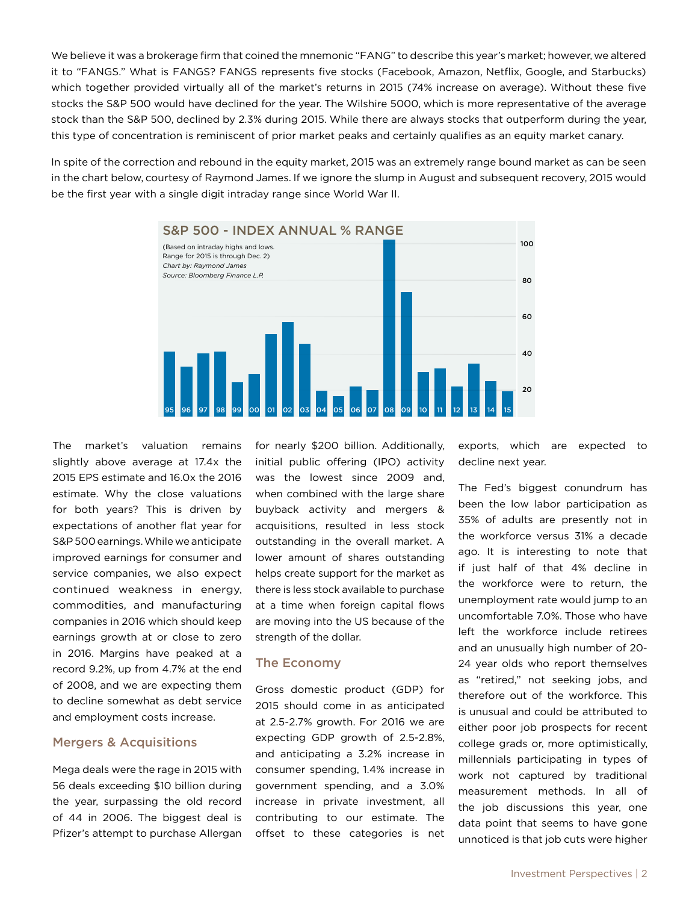We believe it was a brokerage firm that coined the mnemonic "FANG" to describe this year's market; however, we altered it to "FANGS." What is FANGS? FANGS represents five stocks (Facebook, Amazon, Netflix, Google, and Starbucks) which together provided virtually all of the market's returns in 2015 (74% increase on average). Without these five stocks the S&P 500 would have declined for the year. The Wilshire 5000, which is more representative of the average stock than the S&P 500, declined by 2.3% during 2015. While there are always stocks that outperform during the year, this type of concentration is reminiscent of prior market peaks and certainly qualifies as an equity market canary.

In spite of the correction and rebound in the equity market, 2015 was an extremely range bound market as can be seen in the chart below, courtesy of Raymond James. If we ignore the slump in August and subsequent recovery, 2015 would be the first year with a single digit intraday range since World War II.

**S&P 500 - INDEX ANNUAL % RANGE**

(Based on intraday highs and lows. Range for 2015 is through Dec. 2)
*Chart by: Raymond James*
*Source: Bloomberg Finance L.P.*

The market's valuation remains slightly above average at 17.4x the 2015 EPS estimate and 16.0x the 2016 estimate. Why the close valuations for both years? This is driven by expectations of another flat year for S&P 500 earnings. While we anticipate improved earnings for consumer and service companies, we also expect continued weakness in energy, commodities, and manufacturing companies in 2016 which should keep earnings growth at or close to zero in 2016. Margins have peaked at a record 9.2%, up from 4.7% at the end of 2008, and we are expecting them to decline somewhat as debt service and employment costs increase.

## Mergers & Acquisitions

Mega deals were the rage in 2015 with 56 deals exceeding $10 billion during the year, surpassing the old record of 44 in 2006. The biggest deal is Pfizer's attempt to purchase Allergan for nearly $200 billion. Additionally, initial public offering (IPO) activity was the lowest since 2009 and, when combined with the large share buyback activity and mergers & acquisitions, resulted in less stock outstanding in the overall market. A lower amount of shares outstanding helps create support for the market as there is less stock available to purchase at a time when foreign capital flows are moving into the US because of the strength of the dollar.

## The Economy

Gross domestic product (GDP) for 2015 should come in as anticipated at 2.5-2.7% growth. For 2016 we are expecting GDP growth of 2.5-2.8%, and anticipating a 3.2% increase in consumer spending, 1.4% increase in government spending, and a 3.0% increase in private investment, all contributing to our estimate. The offset to these categories is net exports, which are expected to decline next year.

The Fed's biggest conundrum has been the low labor participation as 35% of adults are presently not in the workforce versus 31% a decade ago. It is interesting to note that if just half of that 4% decline in the workforce were to return, the unemployment rate would jump to an uncomfortable 7.0%. Those who have left the workforce include retirees and an unusually high number of 20-24 year olds who report themselves as "retired," not seeking jobs, and therefore out of the workforce. This is unusual and could be attributed to either poor job prospects for recent college grads or, more optimistically, millennials participating in types of work not captured by traditional measurement methods. In all of the job discussions this year, one data point that seems to have gone unnoticed is that job cuts were higher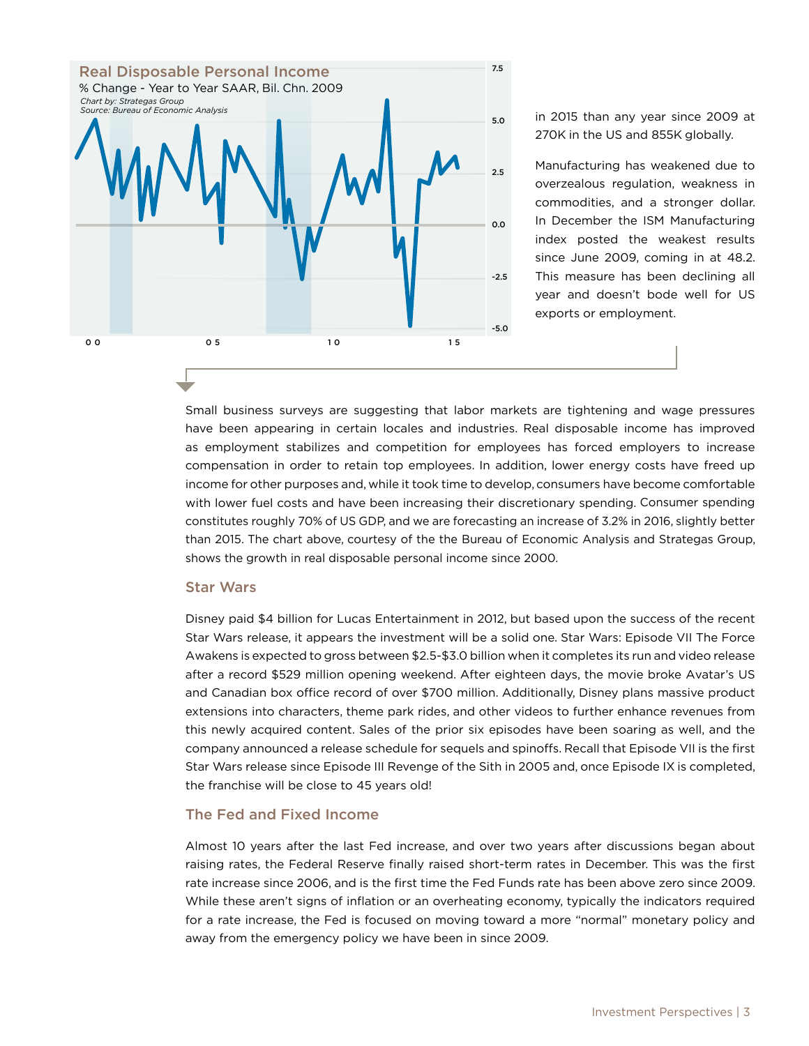**Real Disposable Personal Income**

% Change - Year to Year SAAR, Bil. Chn. 2009

*Chart by: Strategas Group*
*Source: Bureau of Economic Analysis*

in 2015 than any year since 2009 at 270K in the US and 855K globally.

Manufacturing has weakened due to overzealous regulation, weakness in commodities, and a stronger dollar. In December the ISM Manufacturing index posted the weakest results since June 2009, coming in at 48.2. This measure has been declining all year and doesn't bode well for US exports or employment.

Small business surveys are suggesting that labor markets are tightening and wage pressures have been appearing in certain locales and industries. Real disposable income has improved as employment stabilizes and competition for employees has forced employers to increase compensation in order to retain top employees. In addition, lower energy costs have freed up income for other purposes and, while it took time to develop, consumers have become comfortable with lower fuel costs and have been increasing their discretionary spending. Consumer spending constitutes roughly 70% of US GDP, and we are forecasting an increase of 3.2% in 2016, slightly better than 2015. The chart above, courtesy of the the Bureau of Economic Analysis and Strategas Group, shows the growth in real disposable personal income since 2000.

## Star Wars

Disney paid $4 billion for Lucas Entertainment in 2012, but based upon the success of the recent Star Wars release, it appears the investment will be a solid one. Star Wars: Episode VII The Force Awakens is expected to gross between $2.5-$3.0 billion when it completes its run and video release after a record $529 million opening weekend. After eighteen days, the movie broke Avatar's US and Canadian box office record of over $700 million. Additionally, Disney plans massive product extensions into characters, theme park rides, and other videos to further enhance revenues from this newly acquired content. Sales of the prior six episodes have been soaring as well, and the company announced a release schedule for sequels and spinoffs. Recall that Episode VII is the first Star Wars release since Episode III Revenge of the Sith in 2005 and, once Episode IX is completed, the franchise will be close to 45 years old!

## The Fed and Fixed Income

Almost 10 years after the last Fed increase, and over two years after discussions began about raising rates, the Federal Reserve finally raised short-term rates in December. This was the first rate increase since 2006, and is the first time the Fed Funds rate has been above zero since 2009. While these aren't signs of inflation or an overheating economy, typically the indicators required for a rate increase, the Fed is focused on moving toward a more "normal" monetary policy and away from the emergency policy we have been in since 2009.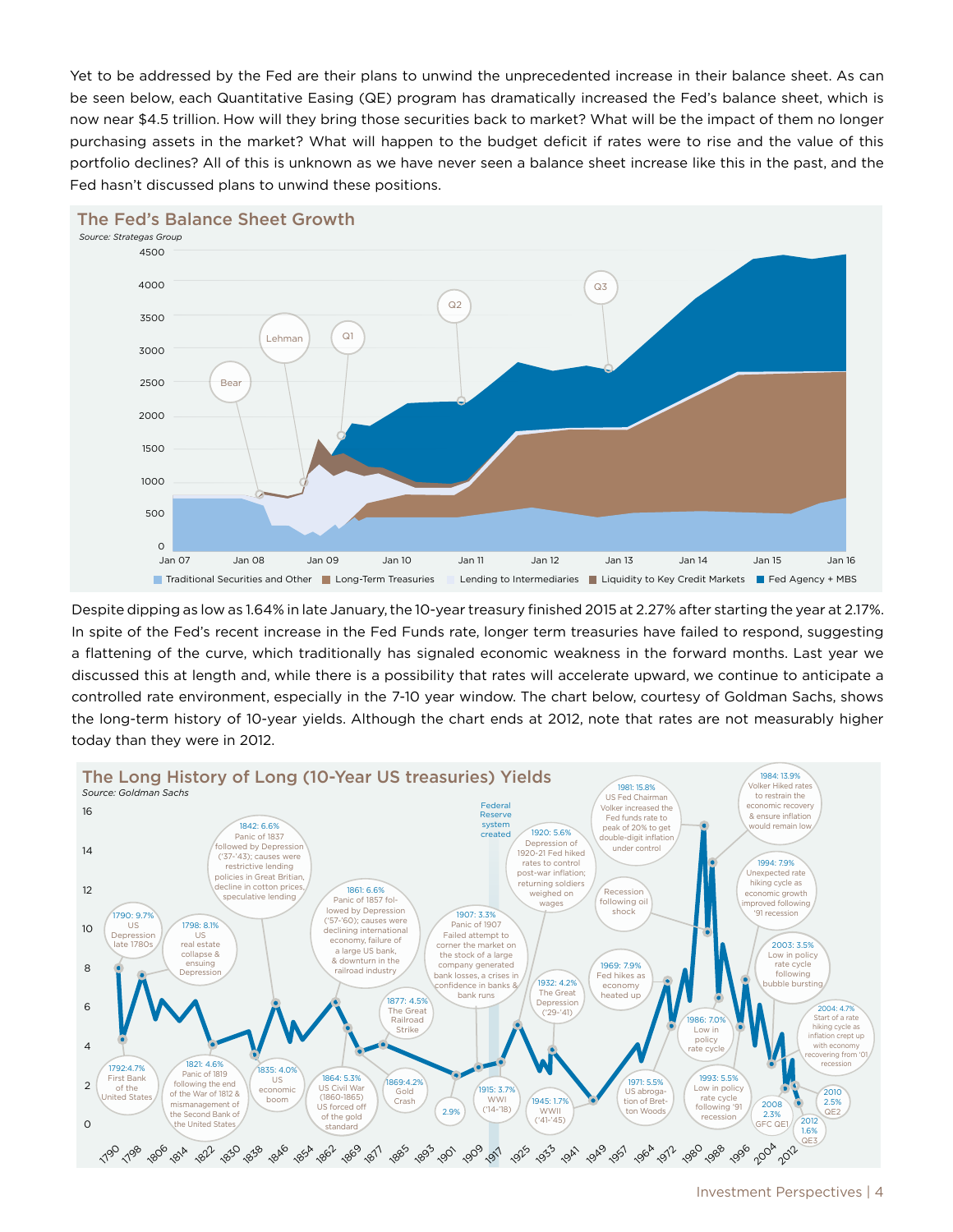Yet to be addressed by the Fed are their plans to unwind the unprecedented increase in their balance sheet. As can be seen below, each Quantitative Easing (QE) program has dramatically increased the Fed's balance sheet, which is now near $4.5 trillion. How will they bring those securities back to market? What will be the impact of them no longer purchasing assets in the market? What will happen to the budget deficit if rates were to rise and the value of this portfolio declines? All of this is unknown as we have never seen a balance sheet increase like this in the past, and the Fed hasn't discussed plans to unwind these positions.

## The Fed's Balance Sheet Growth

*Source: Strategas Group*

Despite dipping as low as 1.64% in late January, the 10-year treasury finished 2015 at 2.27% after starting the year at 2.17%. In spite of the Fed's recent increase in the Fed Funds rate, longer term treasuries have failed to respond, suggesting a flattening of the curve, which traditionally has signaled economic weakness in the forward months. Last year we discussed this at length and, while there is a possibility that rates will accelerate upward, we continue to anticipate a controlled rate environment, especially in the 7-10 year window. The chart below, courtesy of Goldman Sachs, shows the long-term history of 10-year yields. Although the chart ends at 2012, note that rates are not measurably higher today than they were in 2012.

## The Long History of Long (10-Year US treasuries) Yields

*Source: Goldman Sachs*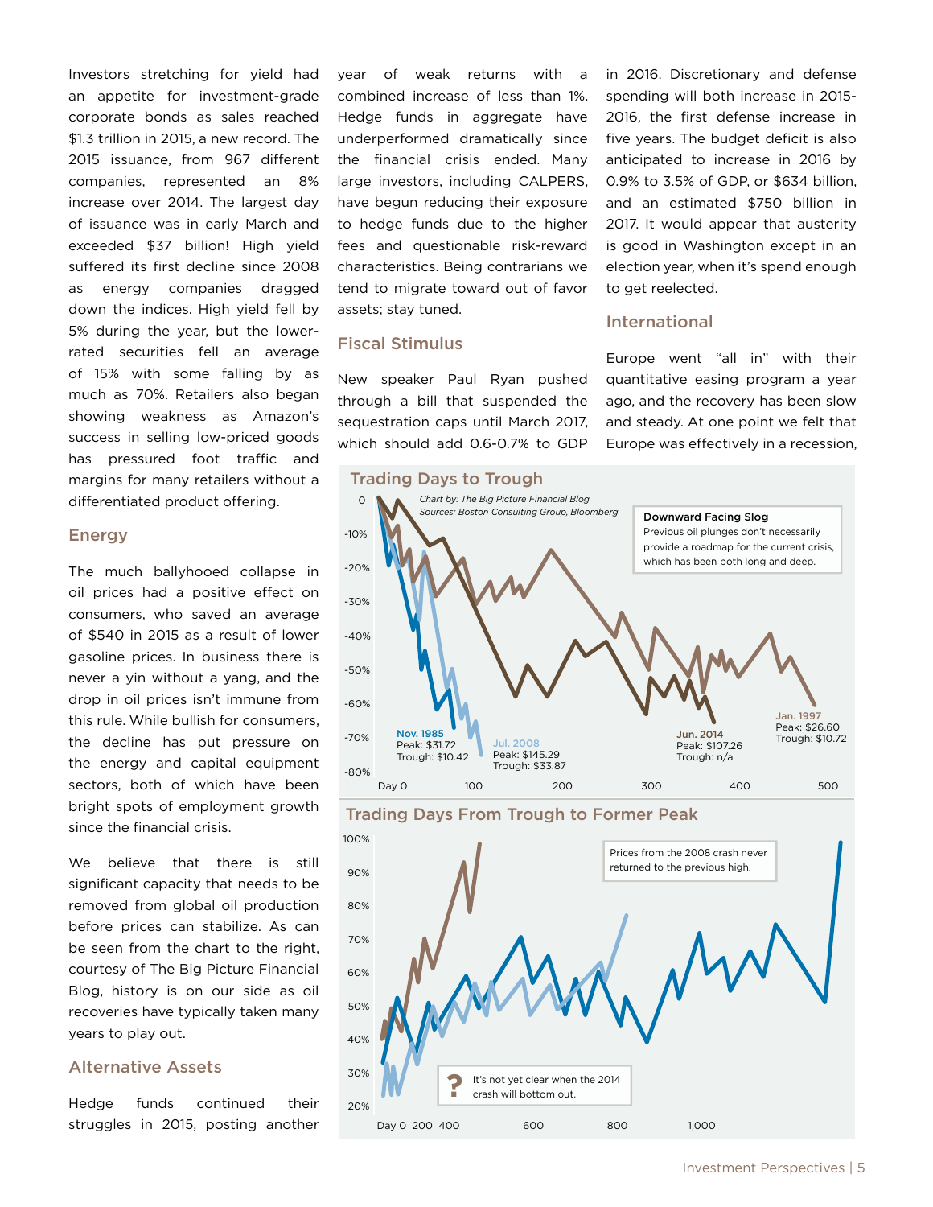Investors stretching for yield had an appetite for investment-grade corporate bonds as sales reached $1.3 trillion in 2015, a new record. The 2015 issuance, from 967 different companies, represented an 8% increase over 2014. The largest day of issuance was in early March and exceeded $37 billion! High yield suffered its first decline since 2008 as energy companies dragged down the indices. High yield fell by 5% during the year, but the lower-rated securities fell an average of 15% with some falling by as much as 70%. Retailers also began showing weakness as Amazon's success in selling low-priced goods has pressured foot traffic and margins for many retailers without a differentiated product offering.

## Energy

The much ballyhooed collapse in oil prices had a positive effect on consumers, who saved an average of $540 in 2015 as a result of lower gasoline prices. In business there is never a yin without a yang, and the drop in oil prices isn't immune from this rule. While bullish for consumers, the decline has put pressure on the energy and capital equipment sectors, both of which have been bright spots of employment growth since the financial crisis.

We believe that there is still significant capacity that needs to be removed from global oil production before prices can stabilize. As can be seen from the chart to the right, courtesy of The Big Picture Financial Blog, history is on our side as oil recoveries have typically taken many years to play out.

## Alternative Assets

Hedge funds continued their struggles in 2015, posting another year of weak returns with a combined increase of less than 1%. Hedge funds in aggregate have underperformed dramatically since the financial crisis ended. Many large investors, including CALPERS, have begun reducing their exposure to hedge funds due to the higher fees and questionable risk-reward characteristics. Being contrarians we tend to migrate toward out of favor assets; stay tuned.

## Fiscal Stimulus

New speaker Paul Ryan pushed through a bill that suspended the sequestration caps until March 2017, which should add 0.6-0.7% to GDP in 2016. Discretionary and defense spending will both increase in 2015-2016, the first defense increase in five years. The budget deficit is also anticipated to increase in 2016 by 0.9% to 3.5% of GDP, or $634 billion, and an estimated $750 billion in 2017. It would appear that austerity is good in Washington except in an election year, when it's spend enough to get reelected.

## International

Europe went "all in" with their quantitative easing program a year ago, and the recovery has been slow and steady. At one point we felt that Europe was effectively in a recession,

### Trading Days to Trough

*Chart by: The Big Picture Financial Blog*
*Sources: Boston Consulting Group, Bloomberg*

**Downward Facing Slog**
Previous oil plunges don't necessarily provide a roadmap for the current crisis, which has been both long and deep.

- Nov. 1985 — Peak: $31.72, Trough: $10.42
- Jul. 2008 — Peak: $145.29, Trough: $33.87
- Jun. 2014 — Peak: $107.26, Trough: n/a
- Jan. 1997 — Peak: $26.60, Trough: $10.72

### Trading Days From Trough to Former Peak

Prices from the 2008 crash never returned to the previous high.

It's not yet clear when the 2014 crash will bottom out.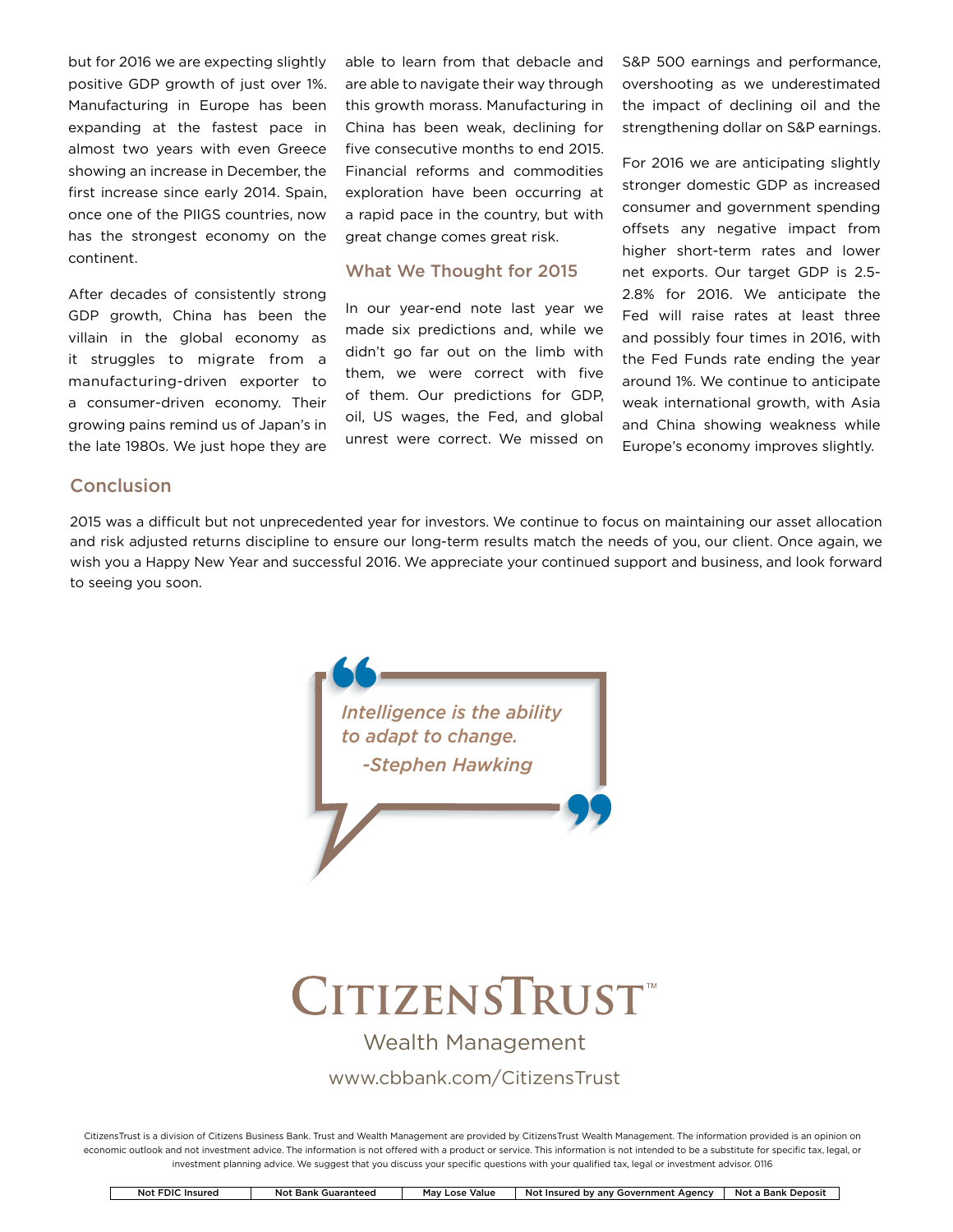but for 2016 we are expecting slightly positive GDP growth of just over 1%. Manufacturing in Europe has been expanding at the fastest pace in almost two years with even Greece showing an increase in December, the first increase since early 2014. Spain, once one of the PIIGS countries, now has the strongest economy on the continent.

After decades of consistently strong GDP growth, China has been the villain in the global economy as it struggles to migrate from a manufacturing-driven exporter to a consumer-driven economy. Their growing pains remind us of Japan's in the late 1980s. We just hope they are able to learn from that debacle and are able to navigate their way through this growth morass. Manufacturing in China has been weak, declining for five consecutive months to end 2015. Financial reforms and commodities exploration have been occurring at a rapid pace in the country, but with great change comes great risk.

## What We Thought for 2015

In our year-end note last year we made six predictions and, while we didn't go far out on the limb with them, we were correct with five of them. Our predictions for GDP, oil, US wages, the Fed, and global unrest were correct. We missed on S&P 500 earnings and performance, overshooting as we underestimated the impact of declining oil and the strengthening dollar on S&P earnings.

For 2016 we are anticipating slightly stronger domestic GDP as increased consumer and government spending offsets any negative impact from higher short-term rates and lower net exports. Our target GDP is 2.5-2.8% for 2016. We anticipate the Fed will raise rates at least three and possibly four times in 2016, with the Fed Funds rate ending the year around 1%. We continue to anticipate weak international growth, with Asia and China showing weakness while Europe's economy improves slightly.

## Conclusion

2015 was a difficult but not unprecedented year for investors. We continue to focus on maintaining our asset allocation and risk adjusted returns discipline to ensure our long-term results match the needs of you, our client. Once again, we wish you a Happy New Year and successful 2016. We appreciate your continued support and business, and look forward to seeing you soon.

*Intelligence is the ability to adapt to change.*
*-Stephen Hawking*

CITIZENSTRUST™

Wealth Management

www.cbbank.com/CitizensTrust

CitizensTrust is a division of Citizens Business Bank. Trust and Wealth Management are provided by CitizensTrust Wealth Management. The information provided is an opinion on economic outlook and not investment advice. The information is not offered with a product or service. This information is not intended to be a substitute for specific tax, legal, or investment planning advice. We suggest that you discuss your specific questions with your qualified tax, legal or investment advisor. 0116

| Not FDIC Insured | Not Bank Guaranteed | May Lose Value | Not Insured by any Government Agency | Not a Bank Deposit |
|---|---|---|---|---|